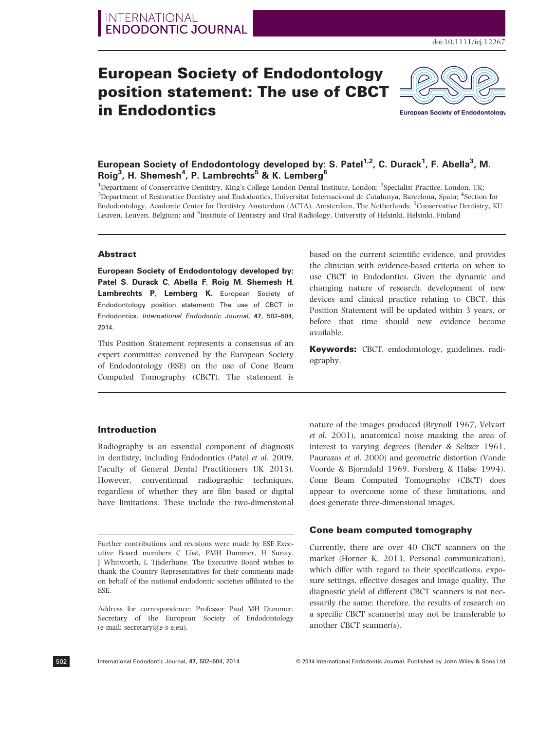# European Society of Endodontology position statement: The use of CBCT in Endodontics

**European Society of Endodontology developed by: S. Patel[1,2], C. Durack[1], F. Abella[3], M. Roig[3], H. Shemesh[4], P. Lambrechts[5] & K. Lemberg[6]**

[1]Department of Conservative Dentistry, King's College London Dental Institute, London; [2]Specialist Practice, London, UK; [3]Department of Restorative Dentistry and Endodontics, Universitat Internacional de Catalunya, Barcelona, Spain; [4]Section for Endodontology, Academic Center for Dentistry Amsterdam (ACTA), Amsterdam, The Netherlands; [5]Conservative Dentistry, KU Leuven, Leuven, Belgium; and [6]Institute of Dentistry and Oral Radiology, University of Helsinki, Helsinki, Finland

## Abstract

**European Society of Endodontology developed by: Patel S, Durack C, Abella F, Roig M, Shemesh H, Lambrechts P, Lemberg K.** European Society of Endodontology position statement: The use of CBCT in Endodontics. *International Endodontic Journal*, **47**, 502–504, 2014.

This Position Statement represents a consensus of an expert committee convened by the European Society of Endodontology (ESE) on the use of Cone Beam Computed Tomography (CBCT). The statement is based on the current scientific evidence, and provides the clinician with evidence-based criteria on when to use CBCT in Endodontics. Given the dynamic and changing nature of research, development of new devices and clinical practice relating to CBCT, this Position Statement will be updated within 3 years, or before that time should new evidence become available.

**Keywords:** CBCT, endodontology, guidelines, radiography.

## Introduction

Radiography is an essential component of diagnosis in dentistry, including Endodontics (Patel *et al.* 2009, Faculty of General Dental Practitioners UK 2013). However, conventional radiographic techniques, regardless of whether they are film based or digital have limitations. These include the two-dimensional nature of the images produced (Brynolf 1967, Velvart *et al.* 2001), anatomical noise masking the area of interest to varying degrees (Bender & Seltzer 1961, Paurazas *et al.* 2000) and geometric distortion (Vande Voorde & Bjorndahl 1969, Forsberg & Halse 1994). Cone Beam Computed Tomography (CBCT) does appear to overcome some of these limitations, and does generate three-dimensional images.

## Cone beam computed tomography

Currently, there are over 40 CBCT scanners on the market (Horner K, 2013, Personal communication), which differ with regard to their specifications, exposure settings, effective dosages and image quality. The diagnostic yield of different CBCT scanners is not necessarily the same; therefore, the results of research on a specific CBCT scanner(s) may not be transferable to another CBCT scanner(s).

---

Further contributions and revisions were made by ESE Executive Board members C Löst, PMH Dummer, H Sunay, J Whitworth, L Tjäderhane. The Executive Board wishes to thank the Country Representatives for their comments made on behalf of the national endodontic societies affiliated to the ESE.

Address for correspondence: Professor Paul MH Dummer, Secretary of the European Society of Endodontology (e-mail: secretary@e-s-e.eu).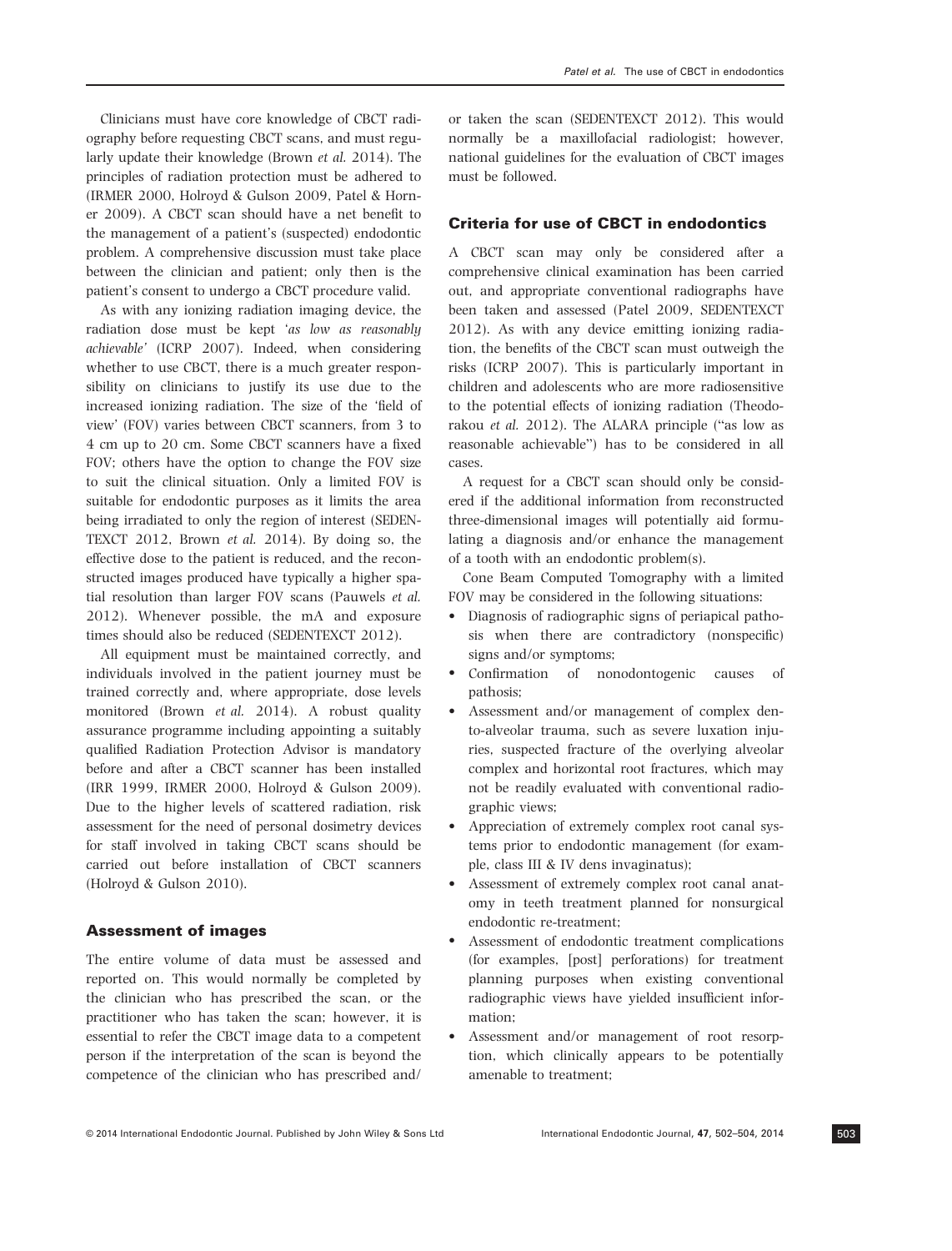Clinicians must have core knowledge of CBCT radiography before requesting CBCT scans, and must regularly update their knowledge (Brown *et al.* 2014). The principles of radiation protection must be adhered to (IRMER 2000, Holroyd & Gulson 2009, Patel & Horner 2009). A CBCT scan should have a net benefit to the management of a patient's (suspected) endodontic problem. A comprehensive discussion must take place between the clinician and patient; only then is the patient's consent to undergo a CBCT procedure valid.

As with any ionizing radiation imaging device, the radiation dose must be kept *'as low as reasonably achievable'* (ICRP 2007). Indeed, when considering whether to use CBCT, there is a much greater responsibility on clinicians to justify its use due to the increased ionizing radiation. The size of the 'field of view' (FOV) varies between CBCT scanners, from 3 to 4 cm up to 20 cm. Some CBCT scanners have a fixed FOV; others have the option to change the FOV size to suit the clinical situation. Only a limited FOV is suitable for endodontic purposes as it limits the area being irradiated to only the region of interest (SEDENTEXCT 2012, Brown *et al.* 2014). By doing so, the effective dose to the patient is reduced, and the reconstructed images produced have typically a higher spatial resolution than larger FOV scans (Pauwels *et al.* 2012). Whenever possible, the mA and exposure times should also be reduced (SEDENTEXCT 2012).

All equipment must be maintained correctly, and individuals involved in the patient journey must be trained correctly and, where appropriate, dose levels monitored (Brown *et al.* 2014). A robust quality assurance programme including appointing a suitably qualified Radiation Protection Advisor is mandatory before and after a CBCT scanner has been installed (IRR 1999, IRMER 2000, Holroyd & Gulson 2009). Due to the higher levels of scattered radiation, risk assessment for the need of personal dosimetry devices for staff involved in taking CBCT scans should be carried out before installation of CBCT scanners (Holroyd & Gulson 2010).

## Assessment of images

The entire volume of data must be assessed and reported on. This would normally be completed by the clinician who has prescribed the scan, or the practitioner who has taken the scan; however, it is essential to refer the CBCT image data to a competent person if the interpretation of the scan is beyond the competence of the clinician who has prescribed and/or taken the scan (SEDENTEXCT 2012). This would normally be a maxillofacial radiologist; however, national guidelines for the evaluation of CBCT images must be followed.

## Criteria for use of CBCT in endodontics

A CBCT scan may only be considered after a comprehensive clinical examination has been carried out, and appropriate conventional radiographs have been taken and assessed (Patel 2009, SEDENTEXCT 2012). As with any device emitting ionizing radiation, the benefits of the CBCT scan must outweigh the risks (ICRP 2007). This is particularly important in children and adolescents who are more radiosensitive to the potential effects of ionizing radiation (Theodorakou *et al.* 2012). The ALARA principle ("as low as reasonable achievable") has to be considered in all cases.

A request for a CBCT scan should only be considered if the additional information from reconstructed three-dimensional images will potentially aid formulating a diagnosis and/or enhance the management of a tooth with an endodontic problem(s).

Cone Beam Computed Tomography with a limited FOV may be considered in the following situations:

- Diagnosis of radiographic signs of periapical pathosis when there are contradictory (nonspecific) signs and/or symptoms;
- Confirmation of nonodontogenic causes of pathosis;
- Assessment and/or management of complex dento-alveolar trauma, such as severe luxation injuries, suspected fracture of the overlying alveolar complex and horizontal root fractures, which may not be readily evaluated with conventional radiographic views;
- Appreciation of extremely complex root canal systems prior to endodontic management (for example, class III & IV dens invaginatus);
- Assessment of extremely complex root canal anatomy in teeth treatment planned for nonsurgical endodontic re-treatment;
- Assessment of endodontic treatment complications (for examples, [post] perforations) for treatment planning purposes when existing conventional radiographic views have yielded insufficient information;
- Assessment and/or management of root resorption, which clinically appears to be potentially amenable to treatment;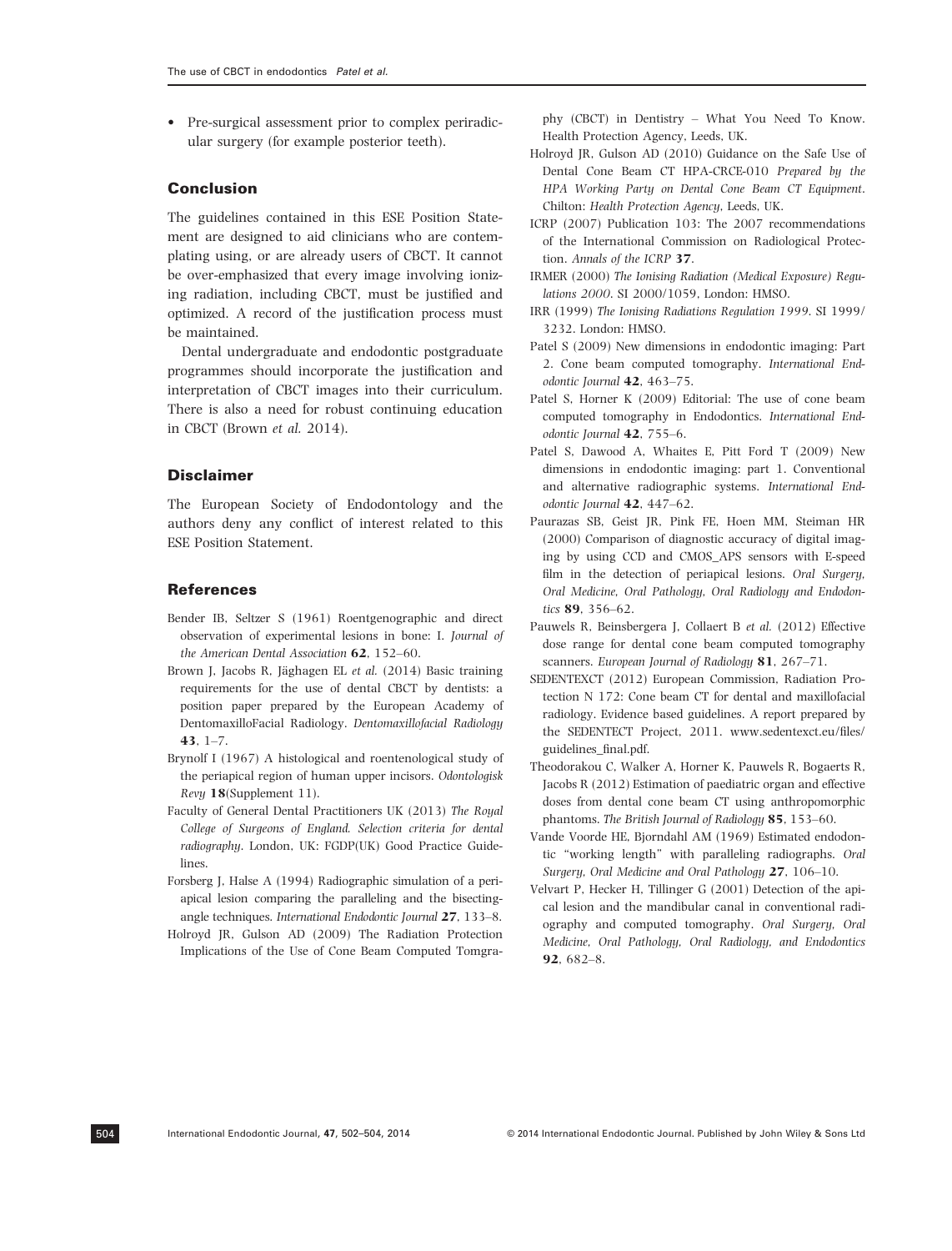- Pre-surgical assessment prior to complex periradicular surgery (for example posterior teeth).

## Conclusion

The guidelines contained in this ESE Position Statement are designed to aid clinicians who are contemplating using, or are already users of CBCT. It cannot be over-emphasized that every image involving ionizing radiation, including CBCT, must be justified and optimized. A record of the justification process must be maintained.

Dental undergraduate and endodontic postgraduate programmes should incorporate the justification and interpretation of CBCT images into their curriculum. There is also a need for robust continuing education in CBCT (Brown *et al.* 2014).

## Disclaimer

The European Society of Endodontology and the authors deny any conflict of interest related to this ESE Position Statement.

## References

Bender IB, Seltzer S (1961) Roentgenographic and direct observation of experimental lesions in bone: I. *Journal of the American Dental Association* **62**, 152–60.

Brown J, Jacobs R, Jäghagen EL *et al.* (2014) Basic training requirements for the use of dental CBCT by dentists: a position paper prepared by the European Academy of DentomaxilloFacial Radiology. *Dentomaxillofacial Radiology* **43**, 1–7.

Brynolf I (1967) A histological and roentenological study of the periapical region of human upper incisors. *Odontologisk Revy* **18**(Supplement 11).

Faculty of General Dental Practitioners UK (2013) *The Royal College of Surgeons of England. Selection criteria for dental radiography*. London, UK: FGDP(UK) Good Practice Guidelines.

Forsberg J, Halse A (1994) Radiographic simulation of a periapical lesion comparing the paralleling and the bisecting-angle techniques. *International Endodontic Journal* **27**, 133–8.

Holroyd JR, Gulson AD (2009) The Radiation Protection Implications of the Use of Cone Beam Computed Tomgraphy (CBCT) in Dentistry – What You Need To Know. Health Protection Agency, Leeds, UK.

Holroyd JR, Gulson AD (2010) Guidance on the Safe Use of Dental Cone Beam CT HPA-CRCE-010 *Prepared by the HPA Working Party on Dental Cone Beam CT Equipment*. Chilton: *Health Protection Agency*, Leeds, UK.

ICRP (2007) Publication 103: The 2007 recommendations of the International Commission on Radiological Protection. *Annals of the ICRP* **37**.

IRMER (2000) *The Ionising Radiation (Medical Exposure) Regulations 2000*. SI 2000/1059, London: HMSO.

IRR (1999) *The Ionising Radiations Regulation 1999*. SI 1999/3232. London: HMSO.

Patel S (2009) New dimensions in endodontic imaging: Part 2. Cone beam computed tomography. *International Endodontic Journal* **42**, 463–75.

Patel S, Horner K (2009) Editorial: The use of cone beam computed tomography in Endodontics. *International Endodontic Journal* **42**, 755–6.

Patel S, Dawood A, Whaites E, Pitt Ford T (2009) New dimensions in endodontic imaging: part 1. Conventional and alternative radiographic systems. *International Endodontic Journal* **42**, 447–62.

Paurazas SB, Geist JR, Pink FE, Hoen MM, Steiman HR (2000) Comparison of diagnostic accuracy of digital imaging by using CCD and CMOS_APS sensors with E-speed film in the detection of periapical lesions. *Oral Surgery, Oral Medicine, Oral Pathology, Oral Radiology and Endodontics* **89**, 356–62.

Pauwels R, Beinsbergera J, Collaert B *et al.* (2012) Effective dose range for dental cone beam computed tomography scanners. *European Journal of Radiology* **81**, 267–71.

SEDENTEXCT (2012) European Commission, Radiation Protection N 172: Cone beam CT for dental and maxillofacial radiology. Evidence based guidelines. A report prepared by the SEDENTECT Project, 2011. www.sedentexct.eu/files/guidelines_final.pdf.

Theodorakou C, Walker A, Horner K, Pauwels R, Bogaerts R, Jacobs R (2012) Estimation of paediatric organ and effective doses from dental cone beam CT using anthropomorphic phantoms. *The British Journal of Radiology* **85**, 153–60.

Vande Voorde HE, Bjorndahl AM (1969) Estimated endodontic "working length" with paralleling radiographs. *Oral Surgery, Oral Medicine and Oral Pathology* **27**, 106–10.

Velvart P, Hecker H, Tillinger G (2001) Detection of the apical lesion and the mandibular canal in conventional radiography and computed tomography. *Oral Surgery, Oral Medicine, Oral Pathology, Oral Radiology, and Endodontics* **92**, 682–8.